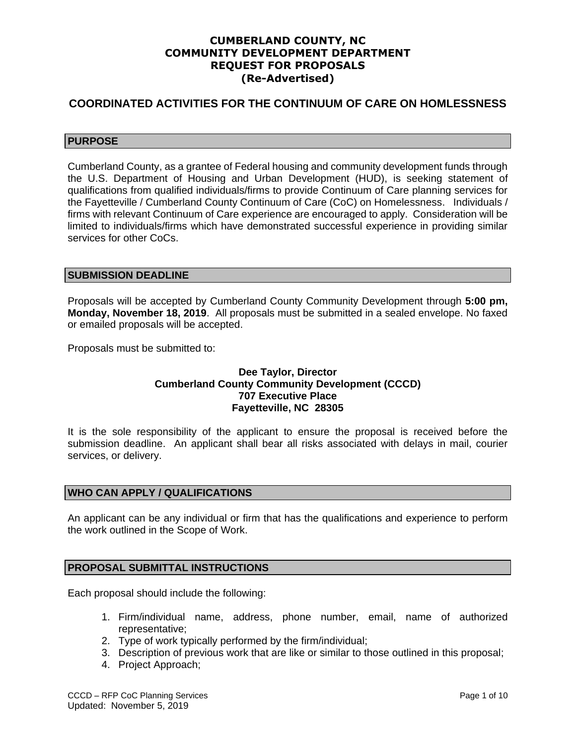# CUMBERLAND COUNTY, NC
# COMMUNITY DEVELOPMENT DEPARTMENT
# REQUEST FOR PROPOSALS
# (Re-Advertised)

## COORDINATED ACTIVITIES FOR THE CONTINUUM OF CARE ON HOMLESSNESS

### PURPOSE

Cumberland County, as a grantee of Federal housing and community development funds through the U.S. Department of Housing and Urban Development (HUD), is seeking statement of qualifications from qualified individuals/firms to provide Continuum of Care planning services for the Fayetteville / Cumberland County Continuum of Care (CoC) on Homelessness. Individuals / firms with relevant Continuum of Care experience are encouraged to apply. Consideration will be limited to individuals/firms which have demonstrated successful experience in providing similar services for other CoCs.

### SUBMISSION DEADLINE

Proposals will be accepted by Cumberland County Community Development through **5:00 pm, Monday, November 18, 2019**. All proposals must be submitted in a sealed envelope. No faxed or emailed proposals will be accepted.

Proposals must be submitted to:

**Dee Taylor, Director**
**Cumberland County Community Development (CCCD)**
**707 Executive Place**
**Fayetteville, NC 28305**

It is the sole responsibility of the applicant to ensure the proposal is received before the submission deadline. An applicant shall bear all risks associated with delays in mail, courier services, or delivery.

### WHO CAN APPLY / QUALIFICATIONS

An applicant can be any individual or firm that has the qualifications and experience to perform the work outlined in the Scope of Work.

### PROPOSAL SUBMITTAL INSTRUCTIONS

Each proposal should include the following:

1. Firm/individual name, address, phone number, email, name of authorized representative;
2. Type of work typically performed by the firm/individual;
3. Description of previous work that are like or similar to those outlined in this proposal;
4. Project Approach;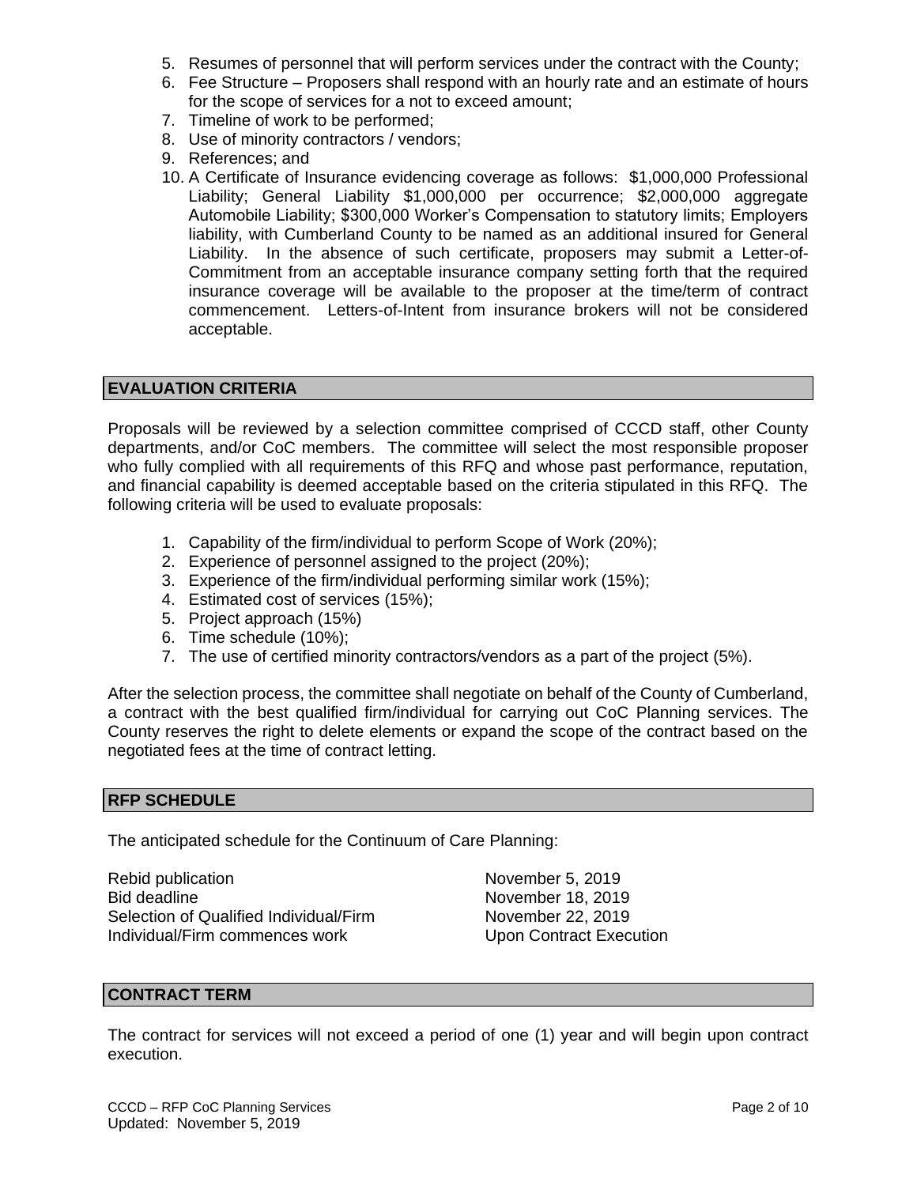5. Resumes of personnel that will perform services under the contract with the County;
6. Fee Structure – Proposers shall respond with an hourly rate and an estimate of hours for the scope of services for a not to exceed amount;
7. Timeline of work to be performed;
8. Use of minority contractors / vendors;
9. References; and
10. A Certificate of Insurance evidencing coverage as follows: $1,000,000 Professional Liability; General Liability $1,000,000 per occurrence; $2,000,000 aggregate Automobile Liability; $300,000 Worker's Compensation to statutory limits; Employers liability, with Cumberland County to be named as an additional insured for General Liability. In the absence of such certificate, proposers may submit a Letter-of-Commitment from an acceptable insurance company setting forth that the required insurance coverage will be available to the proposer at the time/term of contract commencement. Letters-of-Intent from insurance brokers will not be considered acceptable.

## EVALUATION CRITERIA

Proposals will be reviewed by a selection committee comprised of CCCD staff, other County departments, and/or CoC members. The committee will select the most responsible proposer who fully complied with all requirements of this RFQ and whose past performance, reputation, and financial capability is deemed acceptable based on the criteria stipulated in this RFQ. The following criteria will be used to evaluate proposals:

1. Capability of the firm/individual to perform Scope of Work (20%);
2. Experience of personnel assigned to the project (20%);
3. Experience of the firm/individual performing similar work (15%);
4. Estimated cost of services (15%);
5. Project approach (15%)
6. Time schedule (10%);
7. The use of certified minority contractors/vendors as a part of the project (5%).

After the selection process, the committee shall negotiate on behalf of the County of Cumberland, a contract with the best qualified firm/individual for carrying out CoC Planning services. The County reserves the right to delete elements or expand the scope of the contract based on the negotiated fees at the time of contract letting.

## RFP SCHEDULE

The anticipated schedule for the Continuum of Care Planning:

| | |
|---|---|
| Rebid publication | November 5, 2019 |
| Bid deadline | November 18, 2019 |
| Selection of Qualified Individual/Firm | November 22, 2019 |
| Individual/Firm commences work | Upon Contract Execution |

## CONTRACT TERM

The contract for services will not exceed a period of one (1) year and will begin upon contract execution.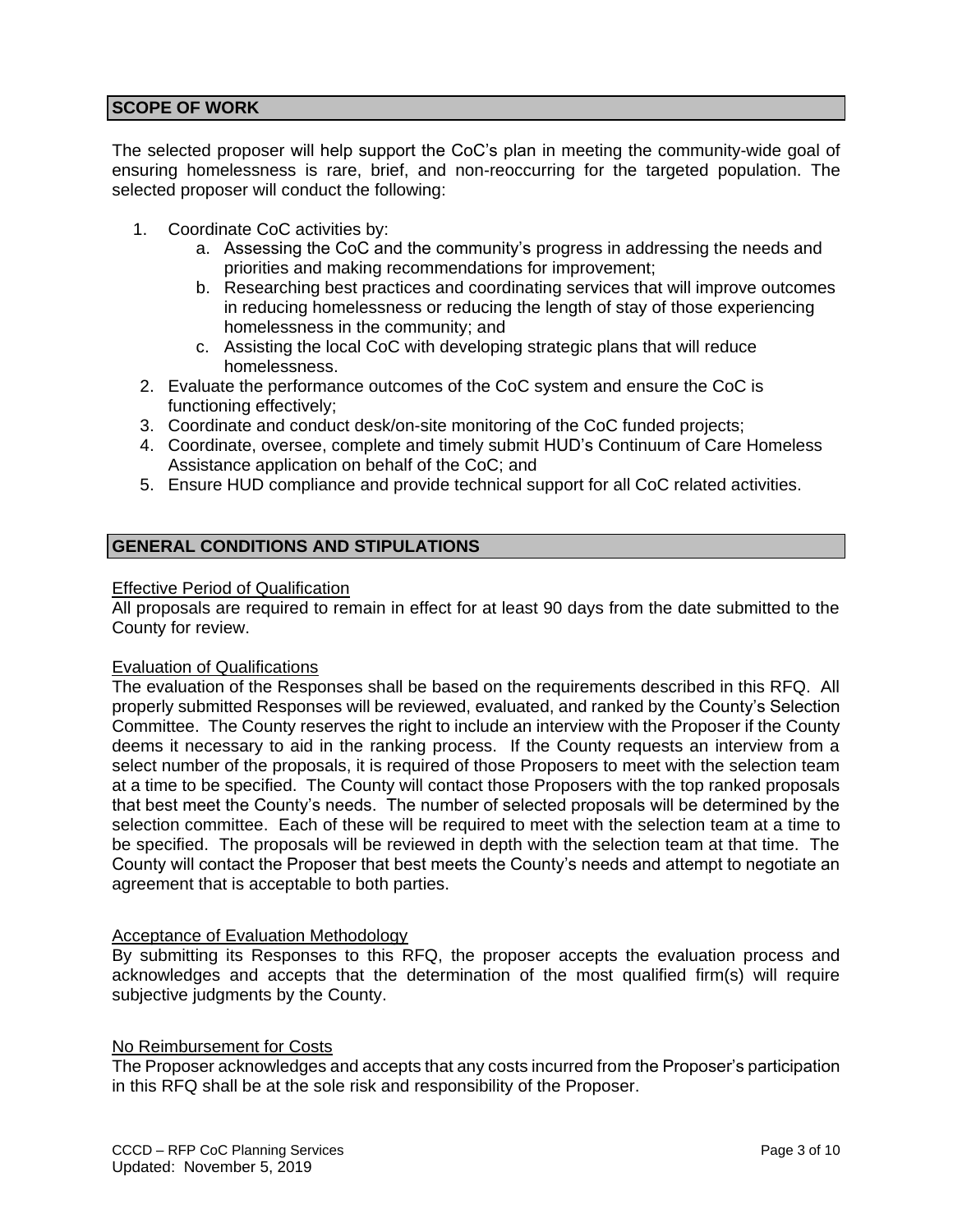## SCOPE OF WORK

The selected proposer will help support the CoC's plan in meeting the community-wide goal of ensuring homelessness is rare, brief, and non-reoccurring for the targeted population. The selected proposer will conduct the following:

1. Coordinate CoC activities by:
   a. Assessing the CoC and the community's progress in addressing the needs and priorities and making recommendations for improvement;
   b. Researching best practices and coordinating services that will improve outcomes in reducing homelessness or reducing the length of stay of those experiencing homelessness in the community; and
   c. Assisting the local CoC with developing strategic plans that will reduce homelessness.
2. Evaluate the performance outcomes of the CoC system and ensure the CoC is functioning effectively;
3. Coordinate and conduct desk/on-site monitoring of the CoC funded projects;
4. Coordinate, oversee, complete and timely submit HUD's Continuum of Care Homeless Assistance application on behalf of the CoC; and
5. Ensure HUD compliance and provide technical support for all CoC related activities.

## GENERAL CONDITIONS AND STIPULATIONS

### Effective Period of Qualification

All proposals are required to remain in effect for at least 90 days from the date submitted to the County for review.

### Evaluation of Qualifications

The evaluation of the Responses shall be based on the requirements described in this RFQ. All properly submitted Responses will be reviewed, evaluated, and ranked by the County's Selection Committee. The County reserves the right to include an interview with the Proposer if the County deems it necessary to aid in the ranking process. If the County requests an interview from a select number of the proposals, it is required of those Proposers to meet with the selection team at a time to be specified. The County will contact those Proposers with the top ranked proposals that best meet the County's needs. The number of selected proposals will be determined by the selection committee. Each of these will be required to meet with the selection team at a time to be specified. The proposals will be reviewed in depth with the selection team at that time. The County will contact the Proposer that best meets the County's needs and attempt to negotiate an agreement that is acceptable to both parties.

### Acceptance of Evaluation Methodology

By submitting its Responses to this RFQ, the proposer accepts the evaluation process and acknowledges and accepts that the determination of the most qualified firm(s) will require subjective judgments by the County.

### No Reimbursement for Costs

The Proposer acknowledges and accepts that any costs incurred from the Proposer's participation in this RFQ shall be at the sole risk and responsibility of the Proposer.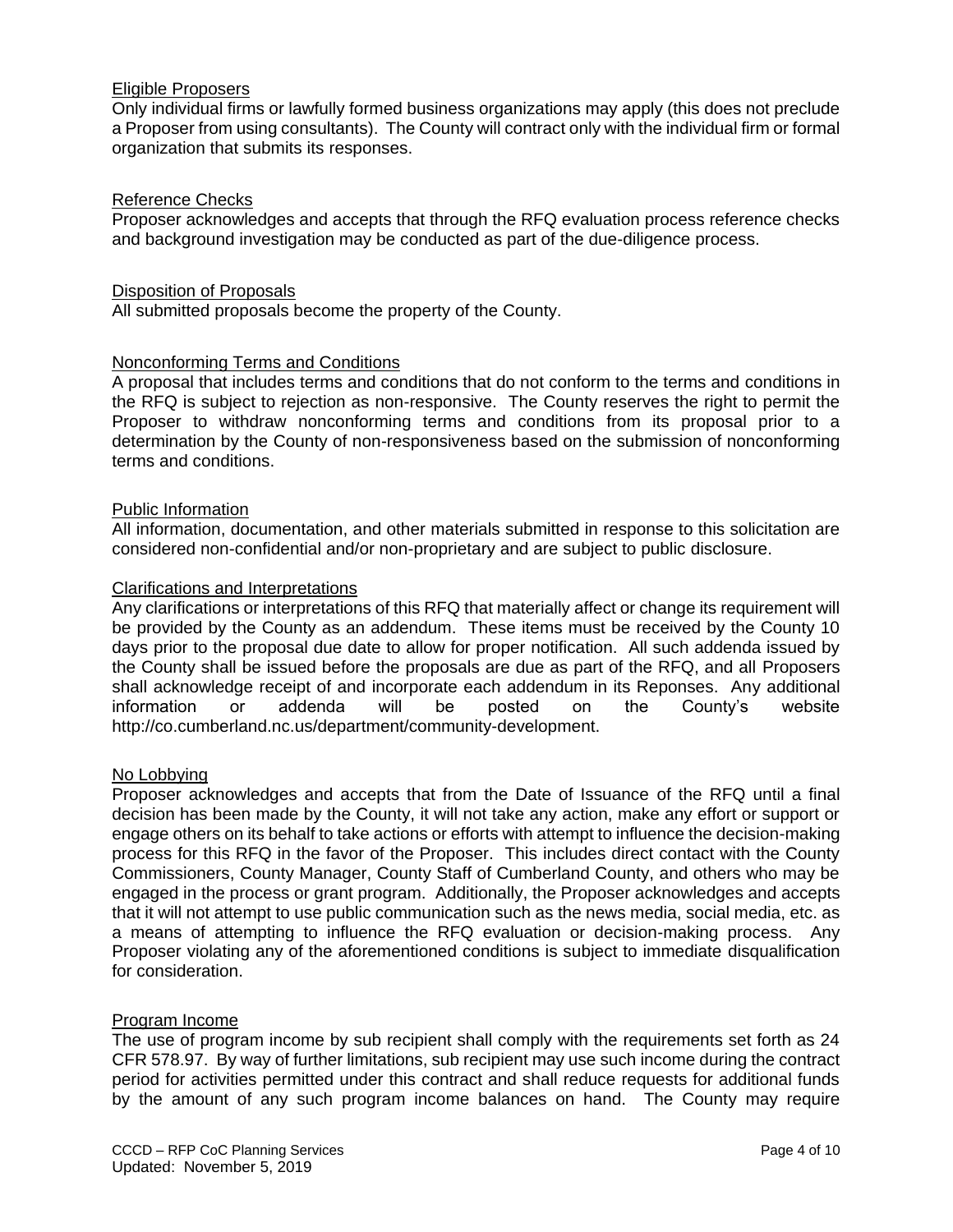Eligible Proposers

Only individual firms or lawfully formed business organizations may apply (this does not preclude a Proposer from using consultants). The County will contract only with the individual firm or formal organization that submits its responses.

Reference Checks

Proposer acknowledges and accepts that through the RFQ evaluation process reference checks and background investigation may be conducted as part of the due-diligence process.

Disposition of Proposals

All submitted proposals become the property of the County.

Nonconforming Terms and Conditions

A proposal that includes terms and conditions that do not conform to the terms and conditions in the RFQ is subject to rejection as non-responsive. The County reserves the right to permit the Proposer to withdraw nonconforming terms and conditions from its proposal prior to a determination by the County of non-responsiveness based on the submission of nonconforming terms and conditions.

Public Information

All information, documentation, and other materials submitted in response to this solicitation are considered non-confidential and/or non-proprietary and are subject to public disclosure.

Clarifications and Interpretations

Any clarifications or interpretations of this RFQ that materially affect or change its requirement will be provided by the County as an addendum. These items must be received by the County 10 days prior to the proposal due date to allow for proper notification. All such addenda issued by the County shall be issued before the proposals are due as part of the RFQ, and all Proposers shall acknowledge receipt of and incorporate each addendum in its Reponses. Any additional information or addenda will be posted on the County's website http://co.cumberland.nc.us/department/community-development.

No Lobbying

Proposer acknowledges and accepts that from the Date of Issuance of the RFQ until a final decision has been made by the County, it will not take any action, make any effort or support or engage others on its behalf to take actions or efforts with attempt to influence the decision-making process for this RFQ in the favor of the Proposer. This includes direct contact with the County Commissioners, County Manager, County Staff of Cumberland County, and others who may be engaged in the process or grant program. Additionally, the Proposer acknowledges and accepts that it will not attempt to use public communication such as the news media, social media, etc. as a means of attempting to influence the RFQ evaluation or decision-making process. Any Proposer violating any of the aforementioned conditions is subject to immediate disqualification for consideration.

Program Income

The use of program income by sub recipient shall comply with the requirements set forth as 24 CFR 578.97. By way of further limitations, sub recipient may use such income during the contract period for activities permitted under this contract and shall reduce requests for additional funds by the amount of any such program income balances on hand. The County may require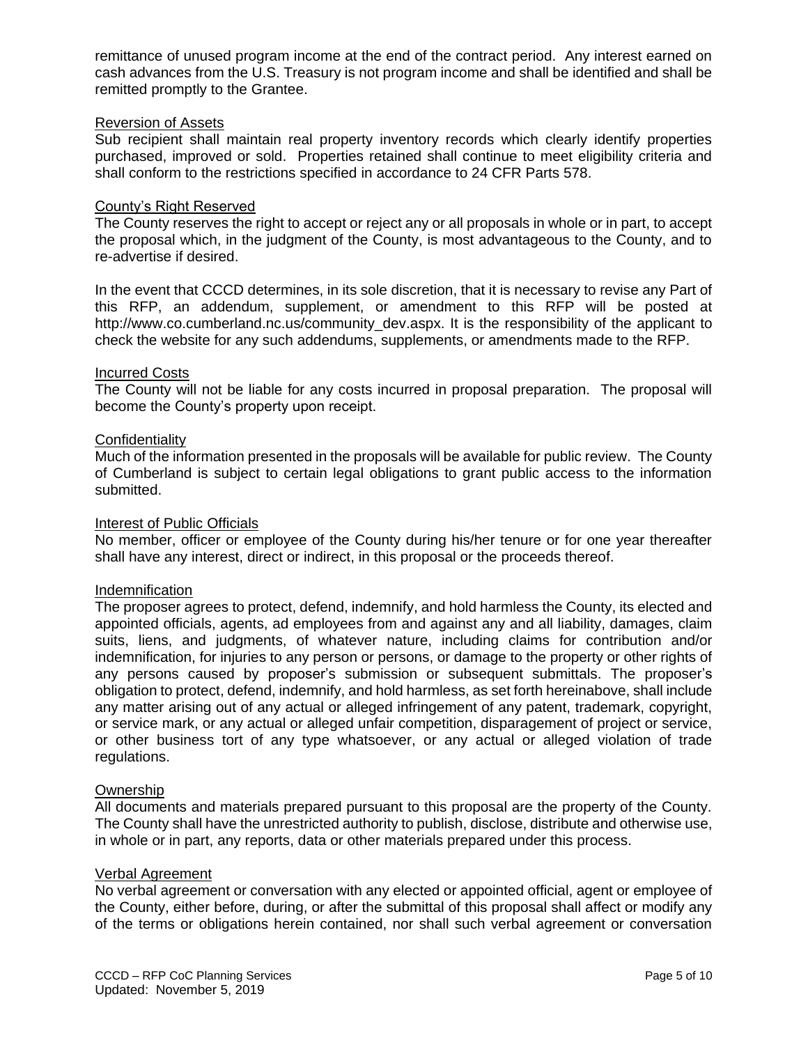remittance of unused program income at the end of the contract period. Any interest earned on cash advances from the U.S. Treasury is not program income and shall be identified and shall be remitted promptly to the Grantee.

Reversion of Assets

Sub recipient shall maintain real property inventory records which clearly identify properties purchased, improved or sold. Properties retained shall continue to meet eligibility criteria and shall conform to the restrictions specified in accordance to 24 CFR Parts 578.

County's Right Reserved

The County reserves the right to accept or reject any or all proposals in whole or in part, to accept the proposal which, in the judgment of the County, is most advantageous to the County, and to re-advertise if desired.

In the event that CCCD determines, in its sole discretion, that it is necessary to revise any Part of this RFP, an addendum, supplement, or amendment to this RFP will be posted at http://www.co.cumberland.nc.us/community_dev.aspx. It is the responsibility of the applicant to check the website for any such addendums, supplements, or amendments made to the RFP.

Incurred Costs

The County will not be liable for any costs incurred in proposal preparation. The proposal will become the County's property upon receipt.

Confidentiality

Much of the information presented in the proposals will be available for public review. The County of Cumberland is subject to certain legal obligations to grant public access to the information submitted.

Interest of Public Officials

No member, officer or employee of the County during his/her tenure or for one year thereafter shall have any interest, direct or indirect, in this proposal or the proceeds thereof.

Indemnification

The proposer agrees to protect, defend, indemnify, and hold harmless the County, its elected and appointed officials, agents, ad employees from and against any and all liability, damages, claim suits, liens, and judgments, of whatever nature, including claims for contribution and/or indemnification, for injuries to any person or persons, or damage to the property or other rights of any persons caused by proposer's submission or subsequent submittals. The proposer's obligation to protect, defend, indemnify, and hold harmless, as set forth hereinabove, shall include any matter arising out of any actual or alleged infringement of any patent, trademark, copyright, or service mark, or any actual or alleged unfair competition, disparagement of project or service, or other business tort of any type whatsoever, or any actual or alleged violation of trade regulations.

Ownership

All documents and materials prepared pursuant to this proposal are the property of the County. The County shall have the unrestricted authority to publish, disclose, distribute and otherwise use, in whole or in part, any reports, data or other materials prepared under this process.

Verbal Agreement

No verbal agreement or conversation with any elected or appointed official, agent or employee of the County, either before, during, or after the submittal of this proposal shall affect or modify any of the terms or obligations herein contained, nor shall such verbal agreement or conversation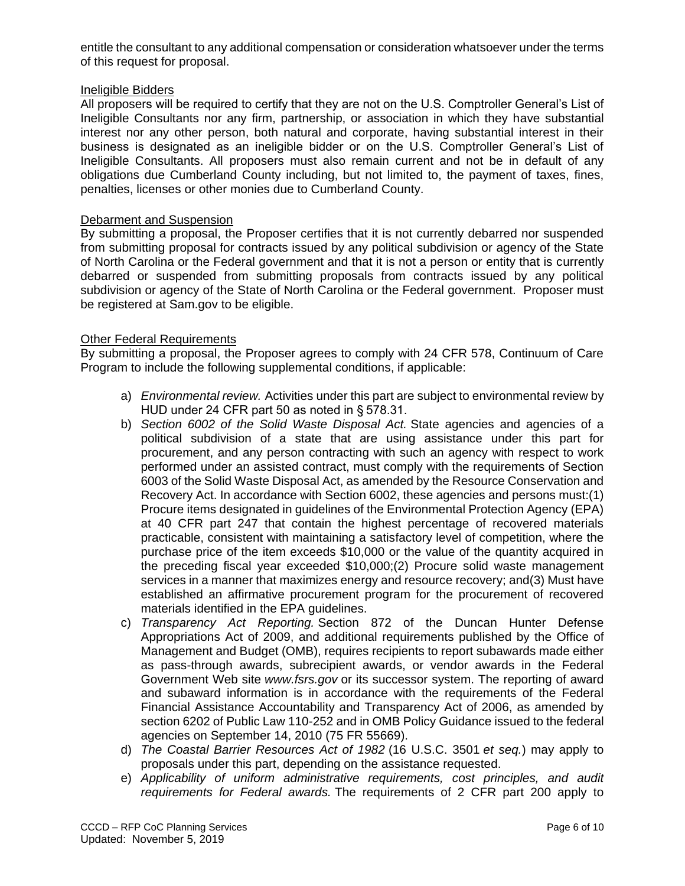entitle the consultant to any additional compensation or consideration whatsoever under the terms of this request for proposal.

## Ineligible Bidders

All proposers will be required to certify that they are not on the U.S. Comptroller General's List of Ineligible Consultants nor any firm, partnership, or association in which they have substantial interest nor any other person, both natural and corporate, having substantial interest in their business is designated as an ineligible bidder or on the U.S. Comptroller General's List of Ineligible Consultants. All proposers must also remain current and not be in default of any obligations due Cumberland County including, but not limited to, the payment of taxes, fines, penalties, licenses or other monies due to Cumberland County.

## Debarment and Suspension

By submitting a proposal, the Proposer certifies that it is not currently debarred nor suspended from submitting proposal for contracts issued by any political subdivision or agency of the State of North Carolina or the Federal government and that it is not a person or entity that is currently debarred or suspended from submitting proposals from contracts issued by any political subdivision or agency of the State of North Carolina or the Federal government. Proposer must be registered at Sam.gov to be eligible.

## Other Federal Requirements

By submitting a proposal, the Proposer agrees to comply with 24 CFR 578, Continuum of Care Program to include the following supplemental conditions, if applicable:

a) *Environmental review.* Activities under this part are subject to environmental review by HUD under 24 CFR part 50 as noted in § 578.31.
b) *Section 6002 of the Solid Waste Disposal Act.* State agencies and agencies of a political subdivision of a state that are using assistance under this part for procurement, and any person contracting with such an agency with respect to work performed under an assisted contract, must comply with the requirements of Section 6003 of the Solid Waste Disposal Act, as amended by the Resource Conservation and Recovery Act. In accordance with Section 6002, these agencies and persons must:(1) Procure items designated in guidelines of the Environmental Protection Agency (EPA) at 40 CFR part 247 that contain the highest percentage of recovered materials practicable, consistent with maintaining a satisfactory level of competition, where the purchase price of the item exceeds $10,000 or the value of the quantity acquired in the preceding fiscal year exceeded $10,000;(2) Procure solid waste management services in a manner that maximizes energy and resource recovery; and(3) Must have established an affirmative procurement program for the procurement of recovered materials identified in the EPA guidelines.
c) *Transparency Act Reporting.* Section 872 of the Duncan Hunter Defense Appropriations Act of 2009, and additional requirements published by the Office of Management and Budget (OMB), requires recipients to report subawards made either as pass-through awards, subrecipient awards, or vendor awards in the Federal Government Web site *www.fsrs.gov* or its successor system. The reporting of award and subaward information is in accordance with the requirements of the Federal Financial Assistance Accountability and Transparency Act of 2006, as amended by section 6202 of Public Law 110-252 and in OMB Policy Guidance issued to the federal agencies on September 14, 2010 (75 FR 55669).
d) *The Coastal Barrier Resources Act of 1982* (16 U.S.C. 3501 *et seq.*) may apply to proposals under this part, depending on the assistance requested.
e) *Applicability of uniform administrative requirements, cost principles, and audit requirements for Federal awards.* The requirements of 2 CFR part 200 apply to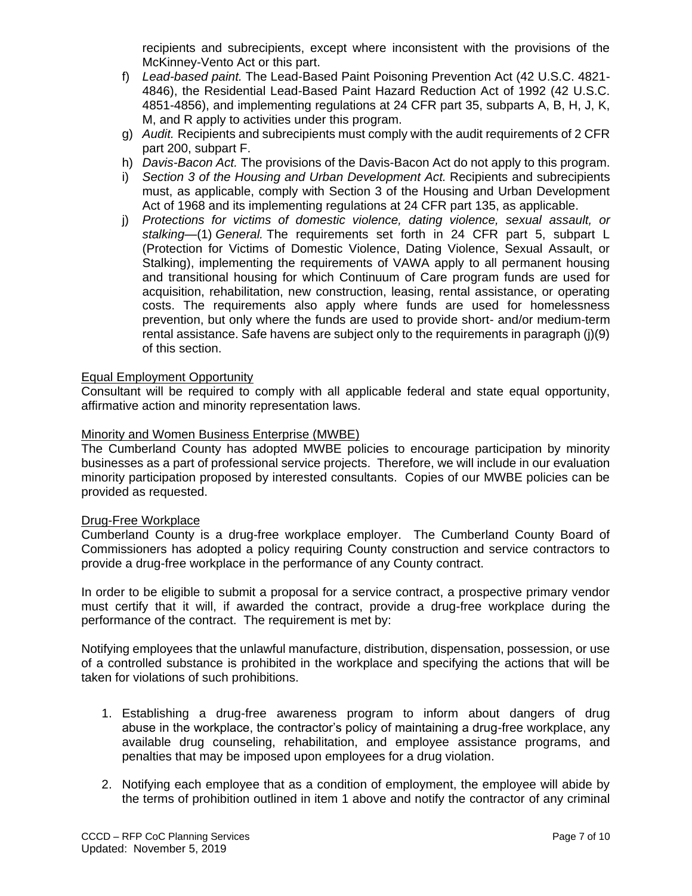recipients and subrecipients, except where inconsistent with the provisions of the McKinney-Vento Act or this part.

f) *Lead-based paint.* The Lead-Based Paint Poisoning Prevention Act (42 U.S.C. 4821-4846), the Residential Lead-Based Paint Hazard Reduction Act of 1992 (42 U.S.C. 4851-4856), and implementing regulations at 24 CFR part 35, subparts A, B, H, J, K, M, and R apply to activities under this program.

g) *Audit.* Recipients and subrecipients must comply with the audit requirements of 2 CFR part 200, subpart F.

h) *Davis-Bacon Act.* The provisions of the Davis-Bacon Act do not apply to this program.

i) *Section 3 of the Housing and Urban Development Act.* Recipients and subrecipients must, as applicable, comply with Section 3 of the Housing and Urban Development Act of 1968 and its implementing regulations at 24 CFR part 135, as applicable.

j) *Protections for victims of domestic violence, dating violence, sexual assault, or stalking*—(1) *General.* The requirements set forth in 24 CFR part 5, subpart L (Protection for Victims of Domestic Violence, Dating Violence, Sexual Assault, or Stalking), implementing the requirements of VAWA apply to all permanent housing and transitional housing for which Continuum of Care program funds are used for acquisition, rehabilitation, new construction, leasing, rental assistance, or operating costs. The requirements also apply where funds are used for homelessness prevention, but only where the funds are used to provide short- and/or medium-term rental assistance. Safe havens are subject only to the requirements in paragraph (j)(9) of this section.

Equal Employment Opportunity

Consultant will be required to comply with all applicable federal and state equal opportunity, affirmative action and minority representation laws.

Minority and Women Business Enterprise (MWBE)

The Cumberland County has adopted MWBE policies to encourage participation by minority businesses as a part of professional service projects. Therefore, we will include in our evaluation minority participation proposed by interested consultants. Copies of our MWBE policies can be provided as requested.

Drug-Free Workplace

Cumberland County is a drug-free workplace employer. The Cumberland County Board of Commissioners has adopted a policy requiring County construction and service contractors to provide a drug-free workplace in the performance of any County contract.

In order to be eligible to submit a proposal for a service contract, a prospective primary vendor must certify that it will, if awarded the contract, provide a drug-free workplace during the performance of the contract. The requirement is met by:

Notifying employees that the unlawful manufacture, distribution, dispensation, possession, or use of a controlled substance is prohibited in the workplace and specifying the actions that will be taken for violations of such prohibitions.

1. Establishing a drug-free awareness program to inform about dangers of drug abuse in the workplace, the contractor's policy of maintaining a drug-free workplace, any available drug counseling, rehabilitation, and employee assistance programs, and penalties that may be imposed upon employees for a drug violation.

2. Notifying each employee that as a condition of employment, the employee will abide by the terms of prohibition outlined in item 1 above and notify the contractor of any criminal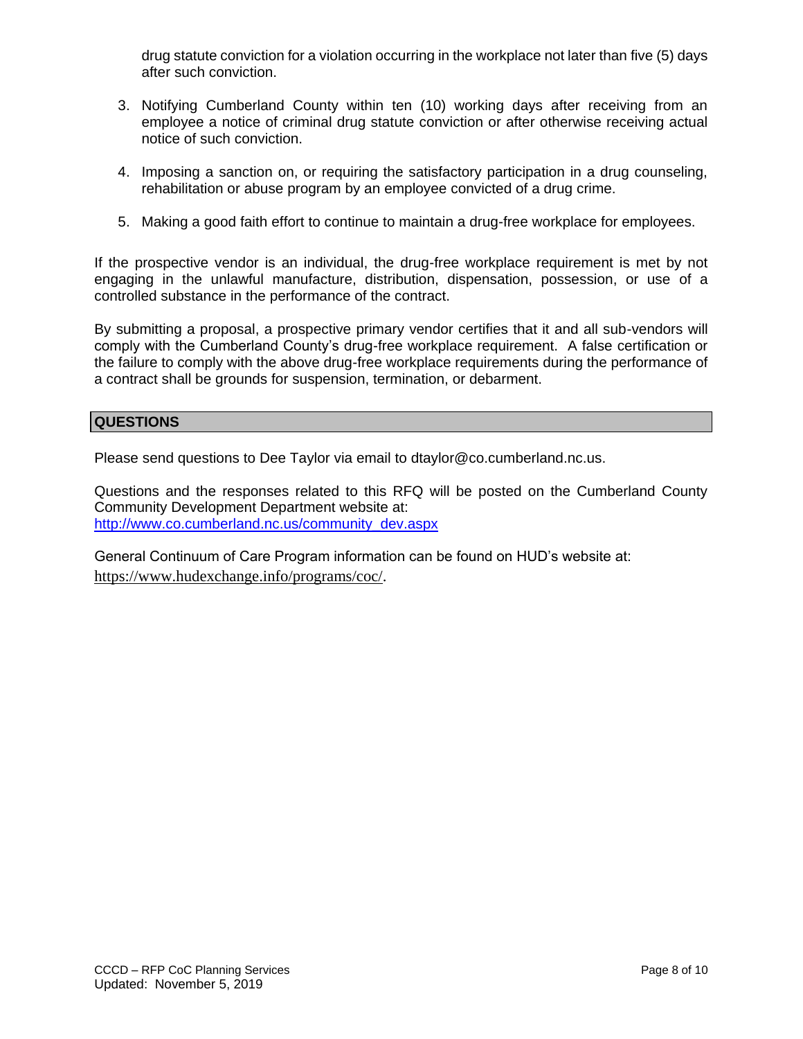drug statute conviction for a violation occurring in the workplace not later than five (5) days after such conviction.

3. Notifying Cumberland County within ten (10) working days after receiving from an employee a notice of criminal drug statute conviction or after otherwise receiving actual notice of such conviction.

4. Imposing a sanction on, or requiring the satisfactory participation in a drug counseling, rehabilitation or abuse program by an employee convicted of a drug crime.

5. Making a good faith effort to continue to maintain a drug-free workplace for employees.

If the prospective vendor is an individual, the drug-free workplace requirement is met by not engaging in the unlawful manufacture, distribution, dispensation, possession, or use of a controlled substance in the performance of the contract.

By submitting a proposal, a prospective primary vendor certifies that it and all sub-vendors will comply with the Cumberland County's drug-free workplace requirement. A false certification or the failure to comply with the above drug-free workplace requirements during the performance of a contract shall be grounds for suspension, termination, or debarment.

## QUESTIONS

Please send questions to Dee Taylor via email to dtaylor@co.cumberland.nc.us.

Questions and the responses related to this RFQ will be posted on the Cumberland County Community Development Department website at:
[http://www.co.cumberland.nc.us/community_dev.aspx](http://www.co.cumberland.nc.us/community_dev.aspx)

General Continuum of Care Program information can be found on HUD's website at:
https://www.hudexchange.info/programs/coc/.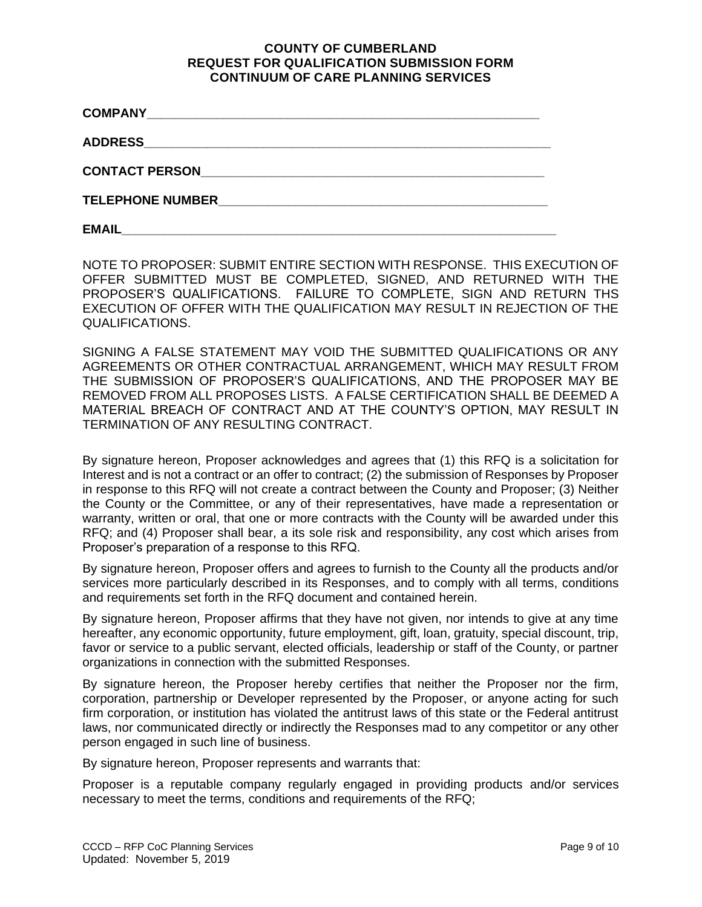**COUNTY OF CUMBERLAND**
**REQUEST FOR QUALIFICATION SUBMISSION FORM**
**CONTINUUM OF CARE PLANNING SERVICES**

**COMPANY**_______________________________________________________

**ADDRESS**_______________________________________________________

**CONTACT PERSON**________________________________________________

**TELEPHONE NUMBER**______________________________________________

**EMAIL**_________________________________________________________

NOTE TO PROPOSER: SUBMIT ENTIRE SECTION WITH RESPONSE. THIS EXECUTION OF OFFER SUBMITTED MUST BE COMPLETED, SIGNED, AND RETURNED WITH THE PROPOSER'S QUALIFICATIONS. FAILURE TO COMPLETE, SIGN AND RETURN THS EXECUTION OF OFFER WITH THE QUALIFICATION MAY RESULT IN REJECTION OF THE QUALIFICATIONS.

SIGNING A FALSE STATEMENT MAY VOID THE SUBMITTED QUALIFICATIONS OR ANY AGREEMENTS OR OTHER CONTRACTUAL ARRANGEMENT, WHICH MAY RESULT FROM THE SUBMISSION OF PROPOSER'S QUALIFICATIONS, AND THE PROPOSER MAY BE REMOVED FROM ALL PROPOSES LISTS. A FALSE CERTIFICATION SHALL BE DEEMED A MATERIAL BREACH OF CONTRACT AND AT THE COUNTY'S OPTION, MAY RESULT IN TERMINATION OF ANY RESULTING CONTRACT.

By signature hereon, Proposer acknowledges and agrees that (1) this RFQ is a solicitation for Interest and is not a contract or an offer to contract; (2) the submission of Responses by Proposer in response to this RFQ will not create a contract between the County and Proposer; (3) Neither the County or the Committee, or any of their representatives, have made a representation or warranty, written or oral, that one or more contracts with the County will be awarded under this RFQ; and (4) Proposer shall bear, a its sole risk and responsibility, any cost which arises from Proposer's preparation of a response to this RFQ.

By signature hereon, Proposer offers and agrees to furnish to the County all the products and/or services more particularly described in its Responses, and to comply with all terms, conditions and requirements set forth in the RFQ document and contained herein.

By signature hereon, Proposer affirms that they have not given, nor intends to give at any time hereafter, any economic opportunity, future employment, gift, loan, gratuity, special discount, trip, favor or service to a public servant, elected officials, leadership or staff of the County, or partner organizations in connection with the submitted Responses.

By signature hereon, the Proposer hereby certifies that neither the Proposer nor the firm, corporation, partnership or Developer represented by the Proposer, or anyone acting for such firm corporation, or institution has violated the antitrust laws of this state or the Federal antitrust laws, nor communicated directly or indirectly the Responses mad to any competitor or any other person engaged in such line of business.

By signature hereon, Proposer represents and warrants that:

Proposer is a reputable company regularly engaged in providing products and/or services necessary to meet the terms, conditions and requirements of the RFQ;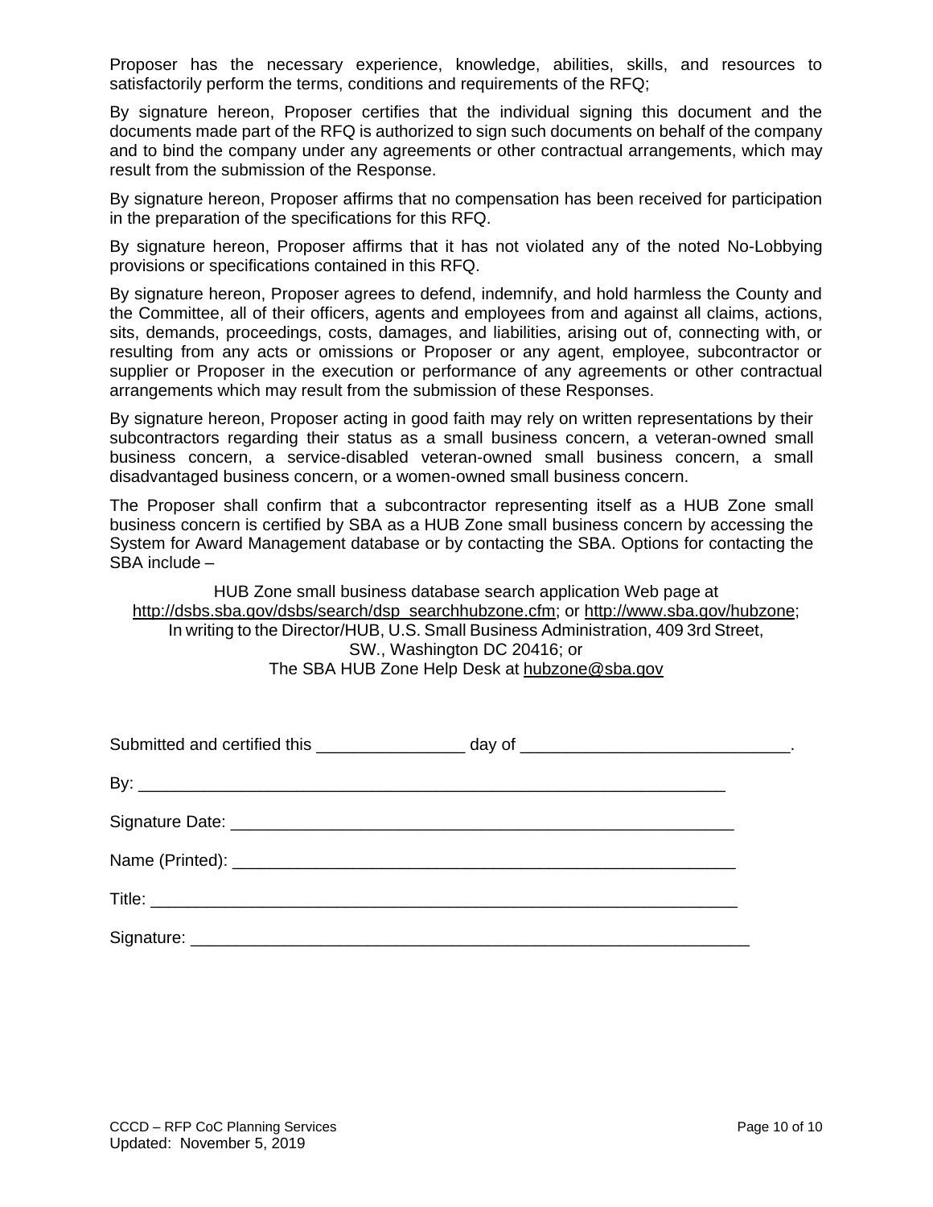Proposer has the necessary experience, knowledge, abilities, skills, and resources to satisfactorily perform the terms, conditions and requirements of the RFQ;

By signature hereon, Proposer certifies that the individual signing this document and the documents made part of the RFQ is authorized to sign such documents on behalf of the company and to bind the company under any agreements or other contractual arrangements, which may result from the submission of the Response.

By signature hereon, Proposer affirms that no compensation has been received for participation in the preparation of the specifications for this RFQ.

By signature hereon, Proposer affirms that it has not violated any of the noted No-Lobbying provisions or specifications contained in this RFQ.

By signature hereon, Proposer agrees to defend, indemnify, and hold harmless the County and the Committee, all of their officers, agents and employees from and against all claims, actions, sits, demands, proceedings, costs, damages, and liabilities, arising out of, connecting with, or resulting from any acts or omissions or Proposer or any agent, employee, subcontractor or supplier or Proposer in the execution or performance of any agreements or other contractual arrangements which may result from the submission of these Responses.

By signature hereon, Proposer acting in good faith may rely on written representations by their subcontractors regarding their status as a small business concern, a veteran-owned small business concern, a service-disabled veteran-owned small business concern, a small disadvantaged business concern, or a women-owned small business concern.

The Proposer shall confirm that a subcontractor representing itself as a HUB Zone small business concern is certified by SBA as a HUB Zone small business concern by accessing the System for Award Management database or by contacting the SBA. Options for contacting the SBA include –

HUB Zone small business database search application Web page at http://dsbs.sba.gov/dsbs/search/dsp_searchhubzone.cfm; or http://www.sba.gov/hubzone;
In writing to the Director/HUB, U.S. Small Business Administration, 409 3rd Street, SW., Washington DC 20416; or
The SBA HUB Zone Help Desk at hubzone@sba.gov

Submitted and certified this ________________ day of ____________________________.

By: ________________________________________________________________

Signature Date: ______________________________________________________

Name (Printed): ______________________________________________________

Title: ______________________________________________________________

Signature: __________________________________________________________